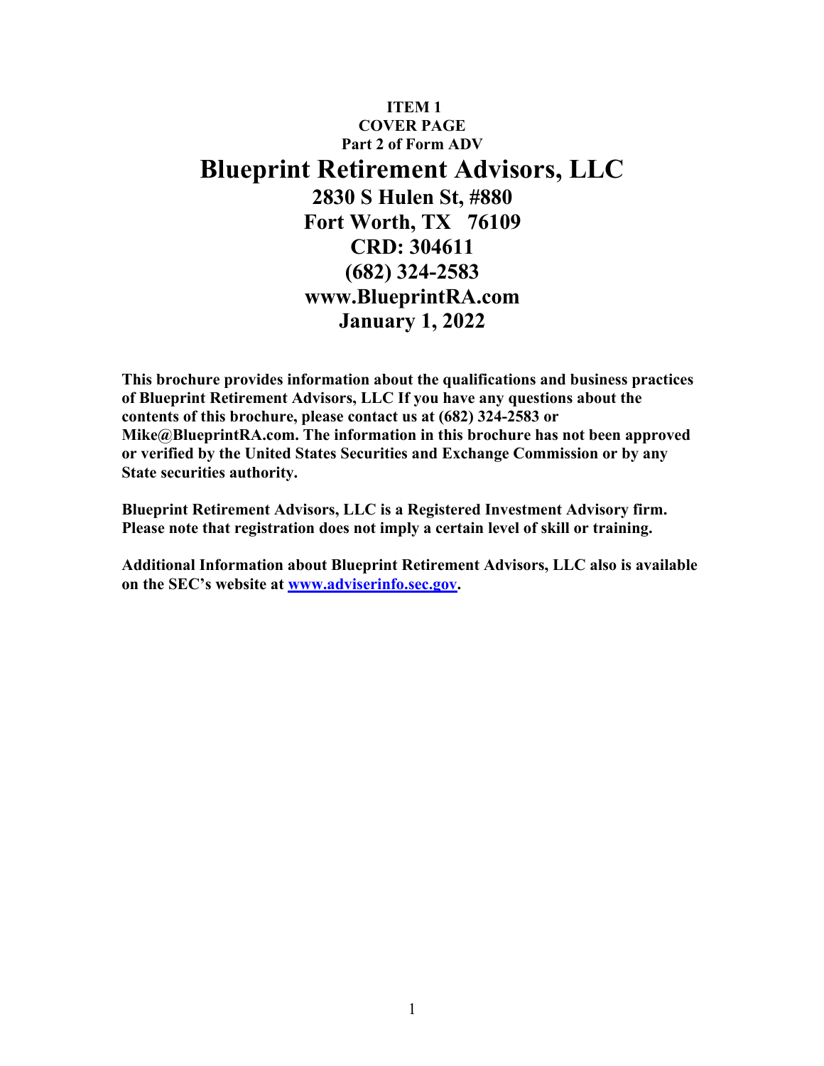**ITEM 1**

**COVER PAGE**

**Part 2 of Form ADV**

# Blueprint Retirement Advisors, LLC

**2830 S Hulen St, #880**

**Fort Worth, TX 76109**

**CRD: 304611**

**(682) 324-2583**

**www.BlueprintRA.com**

**January 1, 2022**

**This brochure provides information about the qualifications and business practices of Blueprint Retirement Advisors, LLC If you have any questions about the contents of this brochure, please contact us at (682) 324-2583 or Mike@BlueprintRA.com. The information in this brochure has not been approved or verified by the United States Securities and Exchange Commission or by any State securities authority.**

**Blueprint Retirement Advisors, LLC is a Registered Investment Advisory firm. Please note that registration does not imply a certain level of skill or training.**

**Additional Information about Blueprint Retirement Advisors, LLC also is available on the SEC's website at [www.adviserinfo.sec.gov](http://www.adviserinfo.sec.gov).**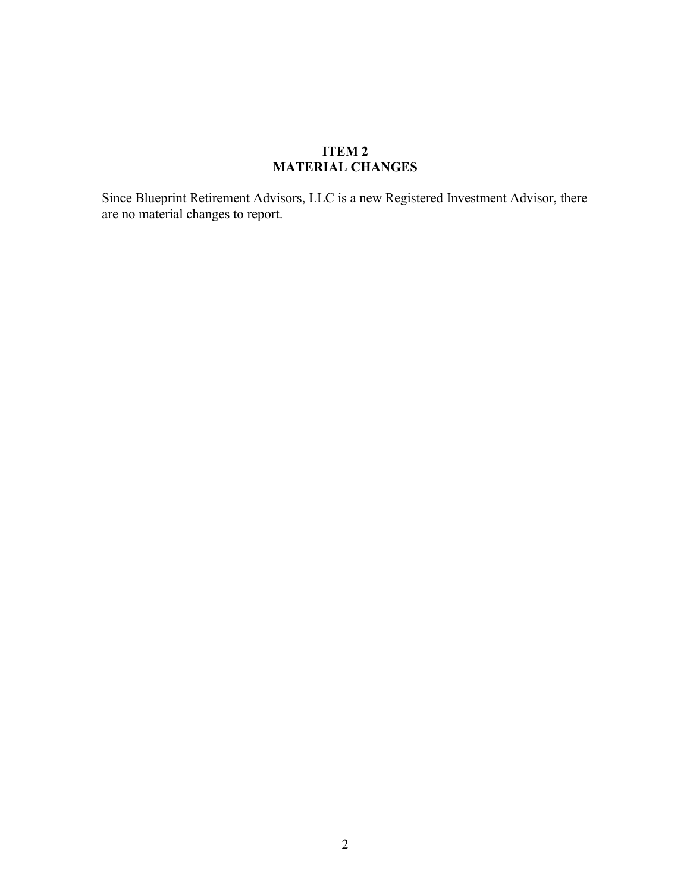## ITEM 2
## MATERIAL CHANGES

Since Blueprint Retirement Advisors, LLC is a new Registered Investment Advisor, there are no material changes to report.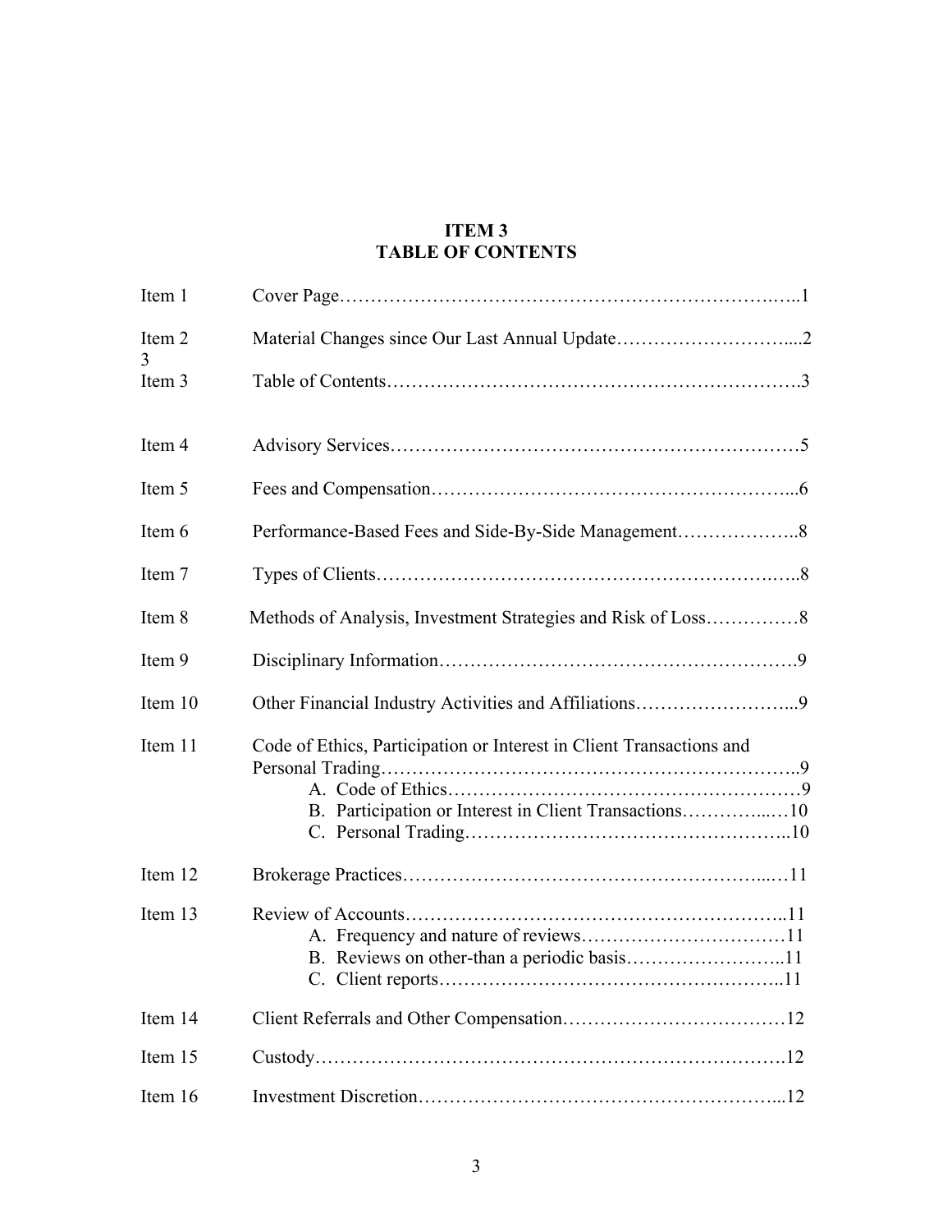# ITEM 3
# TABLE OF CONTENTS

| | |
|---|---|
| Item 1 | Cover Page……………………………………………………………….…..1 |
| Item 2 | Material Changes since Our Last Annual Update………………………....2 |
| 3 | |
| Item 3 | Table of Contents……………………………………………………….3 |
| Item 4 | Advisory Services……………………………………………………….5 |
| Item 5 | Fees and Compensation………………………………………………...6 |
| Item 6 | Performance-Based Fees and Side-By-Side Management………………..8 |
| Item 7 | Types of Clients……………………………………………………….…..8 |
| Item 8 | Methods of Analysis, Investment Strategies and Risk of Loss……………8 |
| Item 9 | Disciplinary Information……………………………………………….9 |
| Item 10 | Other Financial Industry Activities and Affiliations……………………...9 |
| Item 11 | Code of Ethics, Participation or Interest in Client Transactions and Personal Trading…………………………………………………………..9 |
| | A. Code of Ethics………………………………………………….9 |
| | B. Participation or Interest in Client Transactions…………...…10 |
| | C. Personal Trading…………………………………………...10 |
| Item 12 | Brokerage Practices……………………………………………….....11 |
| Item 13 | Review of Accounts…………………………………………………..11 |
| | A. Frequency and nature of reviews……………………………11 |
| | B. Reviews on other-than a periodic basis……………………..11 |
| | C. Client reports……………………………………………..11 |
| Item 14 | Client Referrals and Other Compensation………………………………12 |
| Item 15 | Custody………………………………………………………………….12 |
| Item 16 | Investment Discretion…………………………………………………...12 |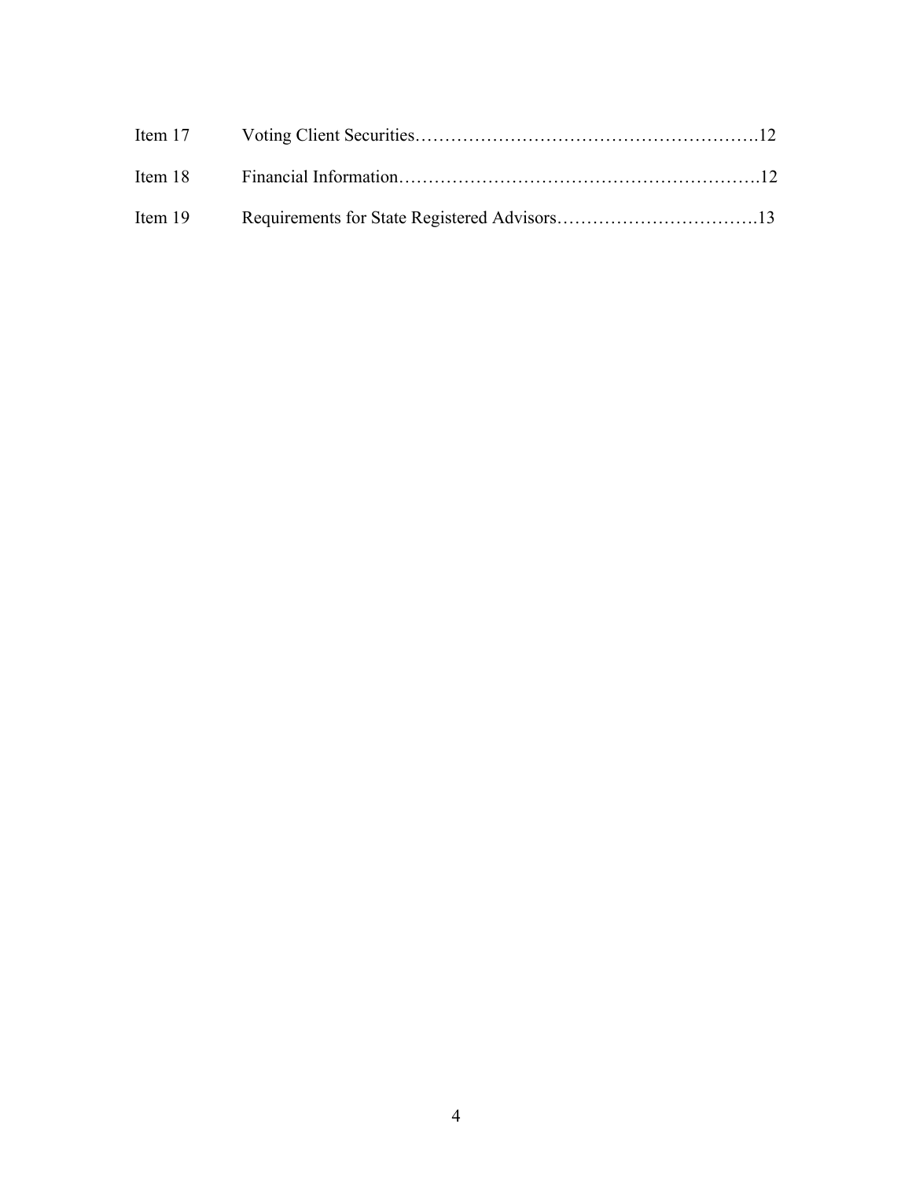| | | |
|---|---|---|
| Item 17 | Voting Client Securities | 12 |
| Item 18 | Financial Information | 12 |
| Item 19 | Requirements for State Registered Advisors | 13 |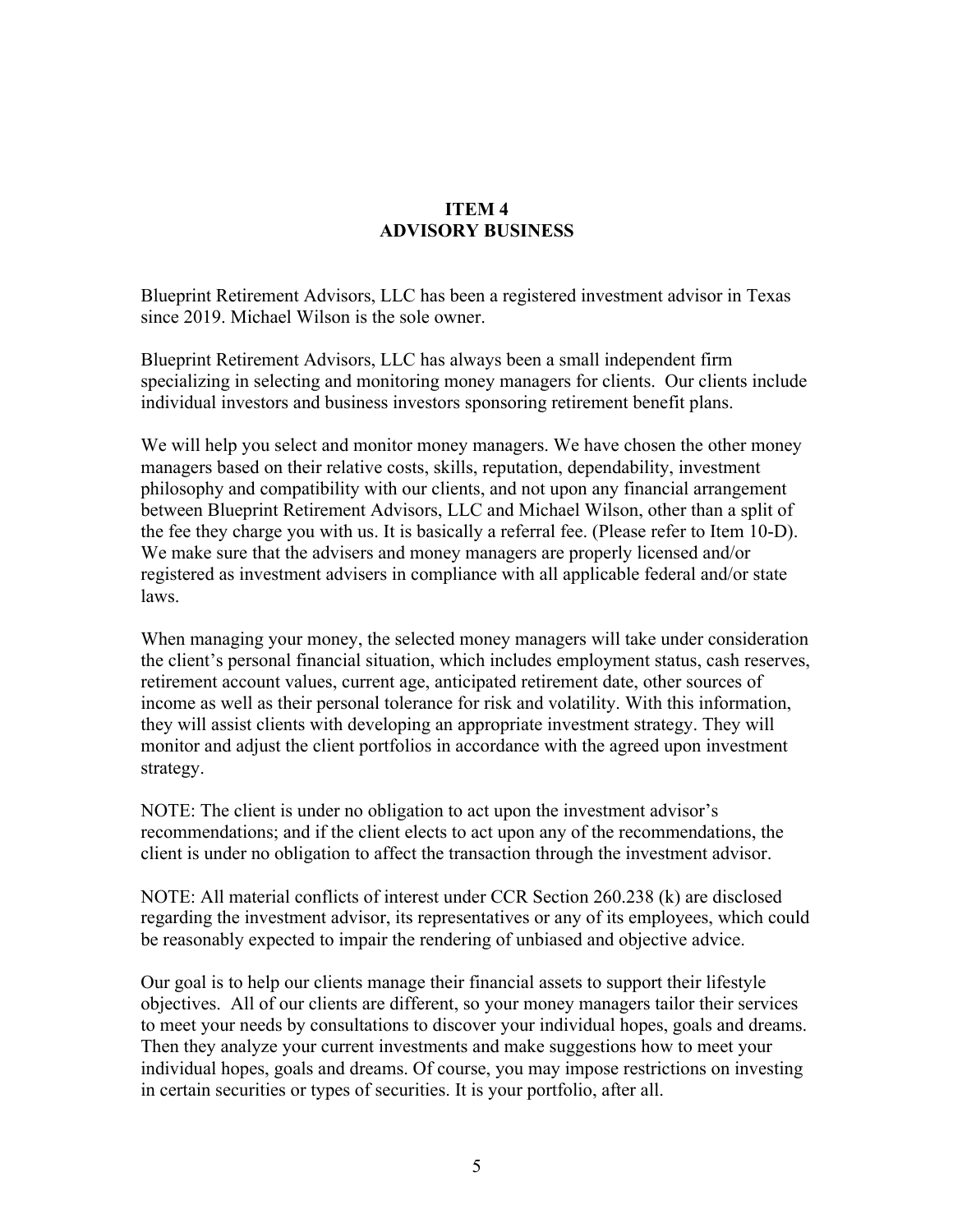# ITEM 4
# ADVISORY BUSINESS

Blueprint Retirement Advisors, LLC has been a registered investment advisor in Texas since 2019. Michael Wilson is the sole owner.

Blueprint Retirement Advisors, LLC has always been a small independent firm specializing in selecting and monitoring money managers for clients. Our clients include individual investors and business investors sponsoring retirement benefit plans.

We will help you select and monitor money managers. We have chosen the other money managers based on their relative costs, skills, reputation, dependability, investment philosophy and compatibility with our clients, and not upon any financial arrangement between Blueprint Retirement Advisors, LLC and Michael Wilson, other than a split of the fee they charge you with us. It is basically a referral fee. (Please refer to Item 10-D). We make sure that the advisers and money managers are properly licensed and/or registered as investment advisers in compliance with all applicable federal and/or state laws.

When managing your money, the selected money managers will take under consideration the client's personal financial situation, which includes employment status, cash reserves, retirement account values, current age, anticipated retirement date, other sources of income as well as their personal tolerance for risk and volatility. With this information, they will assist clients with developing an appropriate investment strategy. They will monitor and adjust the client portfolios in accordance with the agreed upon investment strategy.

NOTE: The client is under no obligation to act upon the investment advisor's recommendations; and if the client elects to act upon any of the recommendations, the client is under no obligation to affect the transaction through the investment advisor.

NOTE: All material conflicts of interest under CCR Section 260.238 (k) are disclosed regarding the investment advisor, its representatives or any of its employees, which could be reasonably expected to impair the rendering of unbiased and objective advice.

Our goal is to help our clients manage their financial assets to support their lifestyle objectives. All of our clients are different, so your money managers tailor their services to meet your needs by consultations to discover your individual hopes, goals and dreams. Then they analyze your current investments and make suggestions how to meet your individual hopes, goals and dreams. Of course, you may impose restrictions on investing in certain securities or types of securities. It is your portfolio, after all.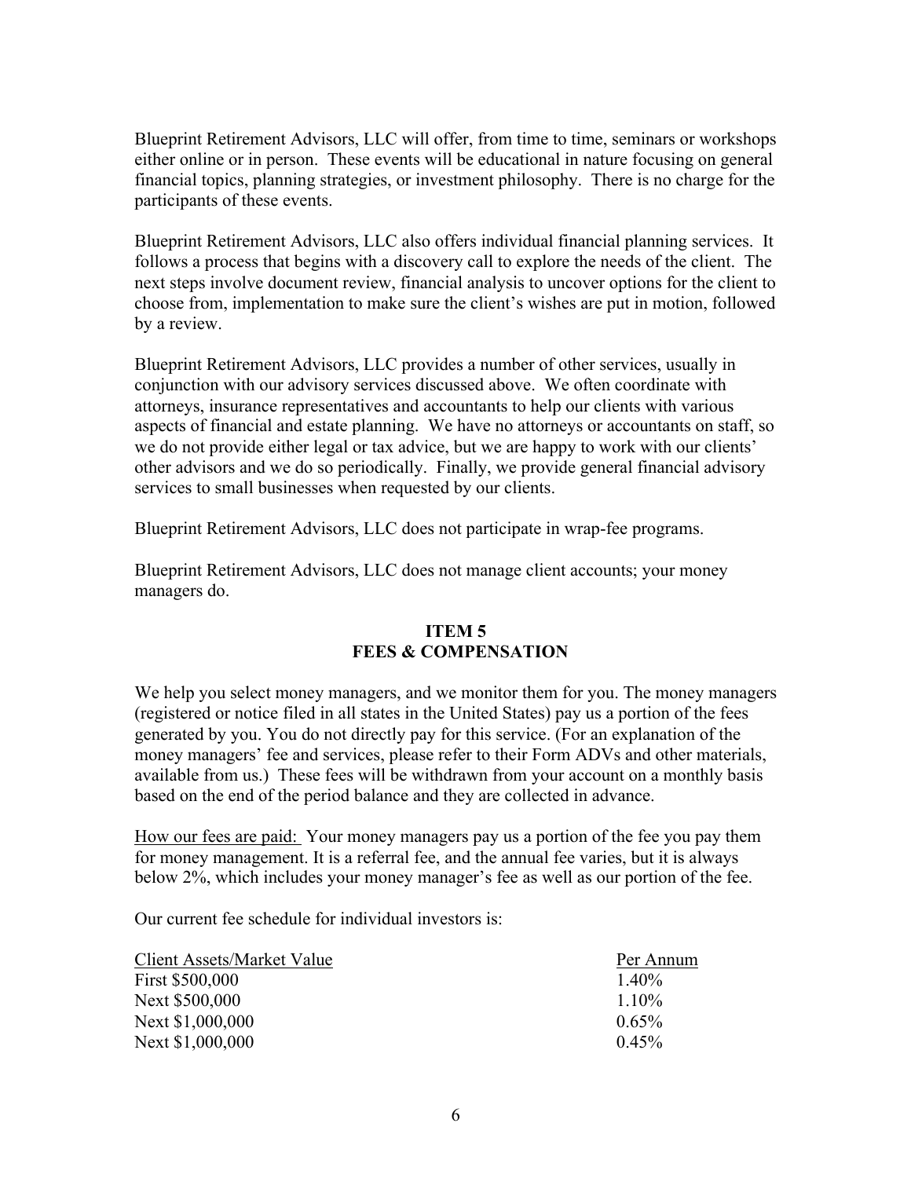Blueprint Retirement Advisors, LLC will offer, from time to time, seminars or workshops either online or in person. These events will be educational in nature focusing on general financial topics, planning strategies, or investment philosophy. There is no charge for the participants of these events.

Blueprint Retirement Advisors, LLC also offers individual financial planning services. It follows a process that begins with a discovery call to explore the needs of the client. The next steps involve document review, financial analysis to uncover options for the client to choose from, implementation to make sure the client's wishes are put in motion, followed by a review.

Blueprint Retirement Advisors, LLC provides a number of other services, usually in conjunction with our advisory services discussed above. We often coordinate with attorneys, insurance representatives and accountants to help our clients with various aspects of financial and estate planning. We have no attorneys or accountants on staff, so we do not provide either legal or tax advice, but we are happy to work with our clients' other advisors and we do so periodically. Finally, we provide general financial advisory services to small businesses when requested by our clients.

Blueprint Retirement Advisors, LLC does not participate in wrap-fee programs.

Blueprint Retirement Advisors, LLC does not manage client accounts; your money managers do.

## ITEM 5
## FEES & COMPENSATION

We help you select money managers, and we monitor them for you. The money managers (registered or notice filed in all states in the United States) pay us a portion of the fees generated by you. You do not directly pay for this service. (For an explanation of the money managers' fee and services, please refer to their Form ADVs and other materials, available from us.) These fees will be withdrawn from your account on a monthly basis based on the end of the period balance and they are collected in advance.

How our fees are paid: Your money managers pay us a portion of the fee you pay them for money management. It is a referral fee, and the annual fee varies, but it is always below 2%, which includes your money manager's fee as well as our portion of the fee.

Our current fee schedule for individual investors is:

| Client Assets/Market Value | Per Annum |
|---|---|
| First $500,000 | 1.40% |
| Next $500,000 | 1.10% |
| Next $1,000,000 | 0.65% |
| Next $1,000,000 | 0.45% |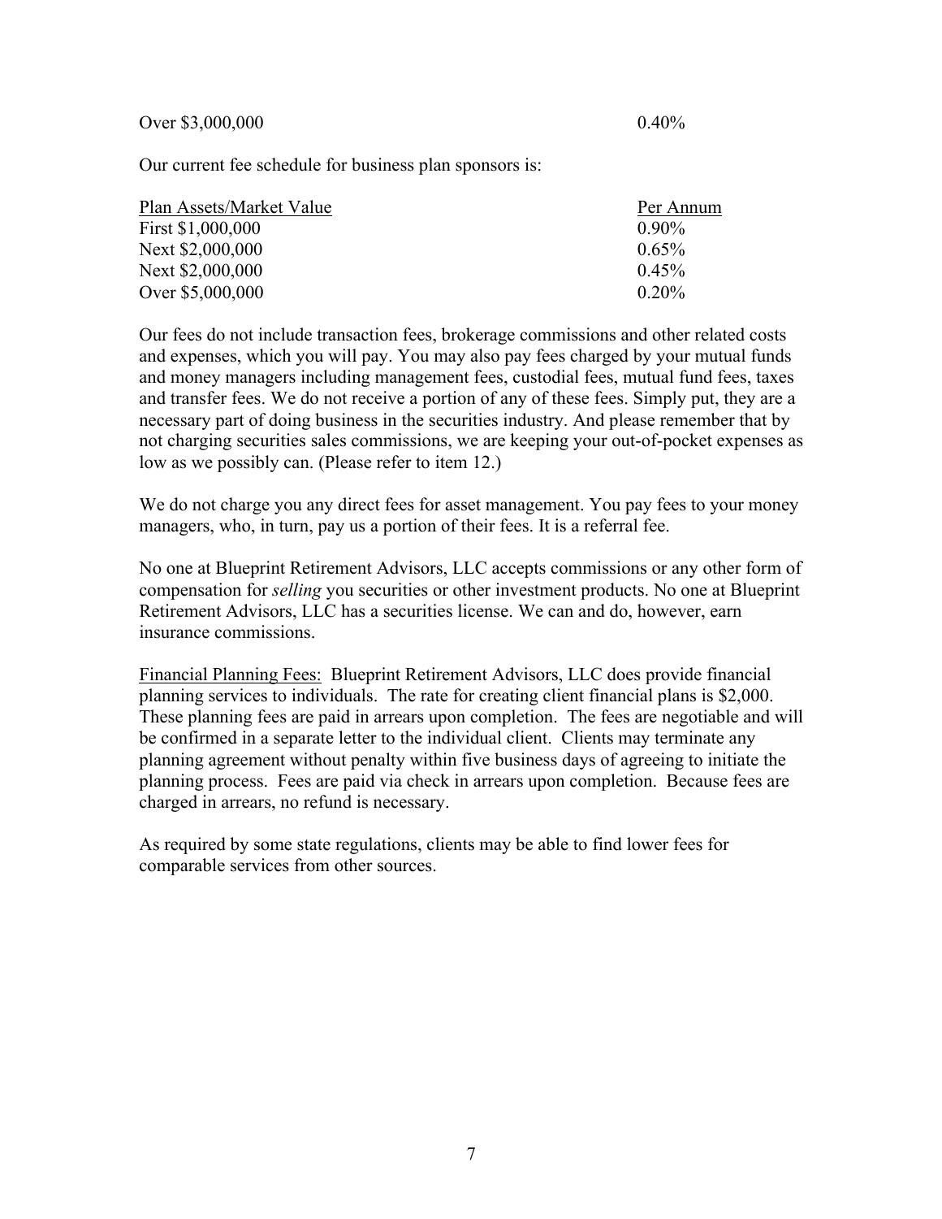| | |
|---|---|
| Over $3,000,000 | 0.40% |

Our current fee schedule for business plan sponsors is:

| Plan Assets/Market Value | Per Annum |
|---|---|
| First $1,000,000 | 0.90% |
| Next $2,000,000 | 0.65% |
| Next $2,000,000 | 0.45% |
| Over $5,000,000 | 0.20% |

Our fees do not include transaction fees, brokerage commissions and other related costs and expenses, which you will pay. You may also pay fees charged by your mutual funds and money managers including management fees, custodial fees, mutual fund fees, taxes and transfer fees. We do not receive a portion of any of these fees. Simply put, they are a necessary part of doing business in the securities industry. And please remember that by not charging securities sales commissions, we are keeping your out-of-pocket expenses as low as we possibly can. (Please refer to item 12.)

We do not charge you any direct fees for asset management. You pay fees to your money managers, who, in turn, pay us a portion of their fees. It is a referral fee.

No one at Blueprint Retirement Advisors, LLC accepts commissions or any other form of compensation for *selling* you securities or other investment products. No one at Blueprint Retirement Advisors, LLC has a securities license. We can and do, however, earn insurance commissions.

Financial Planning Fees: Blueprint Retirement Advisors, LLC does provide financial planning services to individuals. The rate for creating client financial plans is $2,000. These planning fees are paid in arrears upon completion. The fees are negotiable and will be confirmed in a separate letter to the individual client. Clients may terminate any planning agreement without penalty within five business days of agreeing to initiate the planning process. Fees are paid via check in arrears upon completion. Because fees are charged in arrears, no refund is necessary.

As required by some state regulations, clients may be able to find lower fees for comparable services from other sources.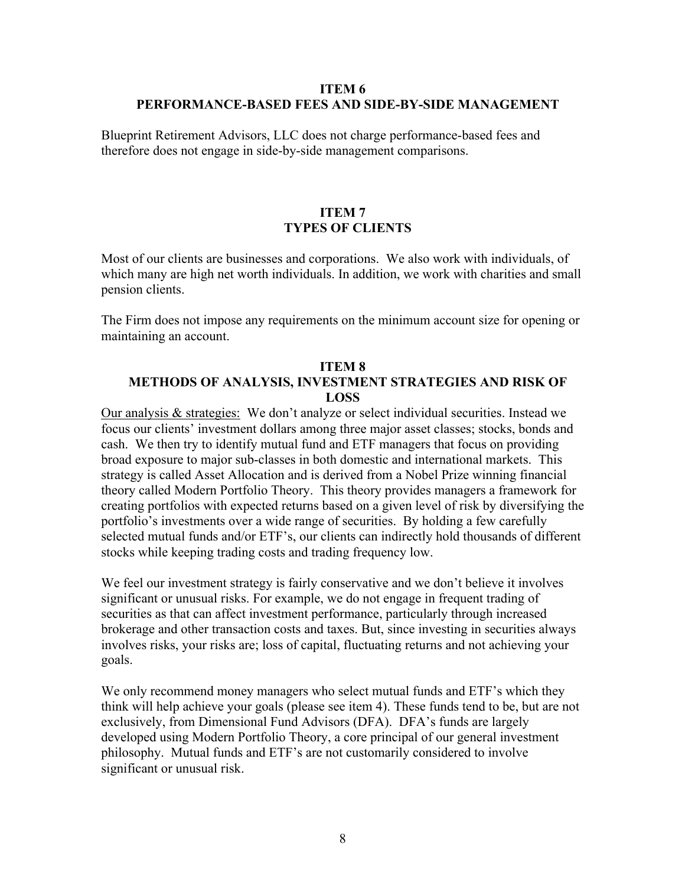## ITEM 6
## PERFORMANCE-BASED FEES AND SIDE-BY-SIDE MANAGEMENT

Blueprint Retirement Advisors, LLC does not charge performance-based fees and therefore does not engage in side-by-side management comparisons.

## ITEM 7
## TYPES OF CLIENTS

Most of our clients are businesses and corporations. We also work with individuals, of which many are high net worth individuals. In addition, we work with charities and small pension clients.

The Firm does not impose any requirements on the minimum account size for opening or maintaining an account.

## ITEM 8
## METHODS OF ANALYSIS, INVESTMENT STRATEGIES AND RISK OF LOSS

<u>Our analysis & strategies:</u> We don't analyze or select individual securities. Instead we focus our clients' investment dollars among three major asset classes; stocks, bonds and cash. We then try to identify mutual fund and ETF managers that focus on providing broad exposure to major sub-classes in both domestic and international markets. This strategy is called Asset Allocation and is derived from a Nobel Prize winning financial theory called Modern Portfolio Theory. This theory provides managers a framework for creating portfolios with expected returns based on a given level of risk by diversifying the portfolio's investments over a wide range of securities. By holding a few carefully selected mutual funds and/or ETF's, our clients can indirectly hold thousands of different stocks while keeping trading costs and trading frequency low.

We feel our investment strategy is fairly conservative and we don't believe it involves significant or unusual risks. For example, we do not engage in frequent trading of securities as that can affect investment performance, particularly through increased brokerage and other transaction costs and taxes. But, since investing in securities always involves risks, your risks are; loss of capital, fluctuating returns and not achieving your goals.

We only recommend money managers who select mutual funds and ETF's which they think will help achieve your goals (please see item 4). These funds tend to be, but are not exclusively, from Dimensional Fund Advisors (DFA). DFA's funds are largely developed using Modern Portfolio Theory, a core principal of our general investment philosophy. Mutual funds and ETF's are not customarily considered to involve significant or unusual risk.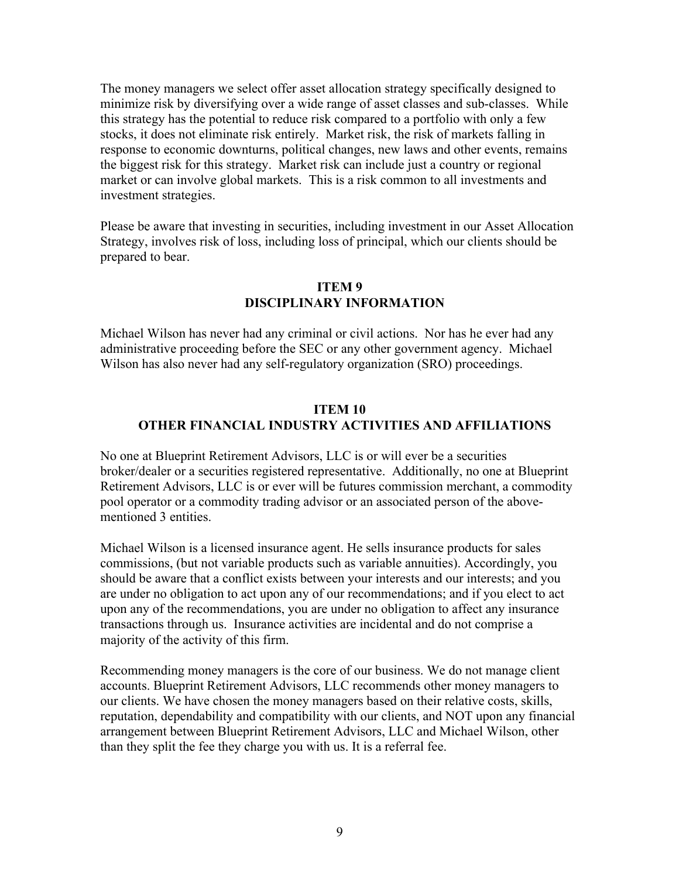The money managers we select offer asset allocation strategy specifically designed to minimize risk by diversifying over a wide range of asset classes and sub-classes. While this strategy has the potential to reduce risk compared to a portfolio with only a few stocks, it does not eliminate risk entirely. Market risk, the risk of markets falling in response to economic downturns, political changes, new laws and other events, remains the biggest risk for this strategy. Market risk can include just a country or regional market or can involve global markets. This is a risk common to all investments and investment strategies.

Please be aware that investing in securities, including investment in our Asset Allocation Strategy, involves risk of loss, including loss of principal, which our clients should be prepared to bear.

## ITEM 9
## DISCIPLINARY INFORMATION

Michael Wilson has never had any criminal or civil actions. Nor has he ever had any administrative proceeding before the SEC or any other government agency. Michael Wilson has also never had any self-regulatory organization (SRO) proceedings.

## ITEM 10
## OTHER FINANCIAL INDUSTRY ACTIVITIES AND AFFILIATIONS

No one at Blueprint Retirement Advisors, LLC is or will ever be a securities broker/dealer or a securities registered representative. Additionally, no one at Blueprint Retirement Advisors, LLC is or ever will be futures commission merchant, a commodity pool operator or a commodity trading advisor or an associated person of the above-mentioned 3 entities.

Michael Wilson is a licensed insurance agent. He sells insurance products for sales commissions, (but not variable products such as variable annuities). Accordingly, you should be aware that a conflict exists between your interests and our interests; and you are under no obligation to act upon any of our recommendations; and if you elect to act upon any of the recommendations, you are under no obligation to affect any insurance transactions through us. Insurance activities are incidental and do not comprise a majority of the activity of this firm.

Recommending money managers is the core of our business. We do not manage client accounts. Blueprint Retirement Advisors, LLC recommends other money managers to our clients. We have chosen the money managers based on their relative costs, skills, reputation, dependability and compatibility with our clients, and NOT upon any financial arrangement between Blueprint Retirement Advisors, LLC and Michael Wilson, other than they split the fee they charge you with us. It is a referral fee.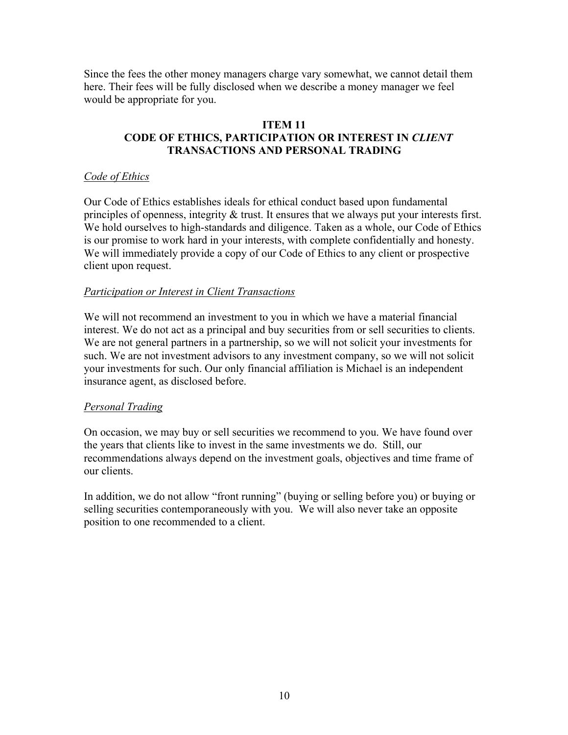Since the fees the other money managers charge vary somewhat, we cannot detail them here. Their fees will be fully disclosed when we describe a money manager we feel would be appropriate for you.

## ITEM 11
## CODE OF ETHICS, PARTICIPATION OR INTEREST IN *CLIENT* TRANSACTIONS AND PERSONAL TRADING

*Code of Ethics*

Our Code of Ethics establishes ideals for ethical conduct based upon fundamental principles of openness, integrity & trust. It ensures that we always put your interests first. We hold ourselves to high-standards and diligence. Taken as a whole, our Code of Ethics is our promise to work hard in your interests, with complete confidentially and honesty. We will immediately provide a copy of our Code of Ethics to any client or prospective client upon request.

*Participation or Interest in Client Transactions*

We will not recommend an investment to you in which we have a material financial interest. We do not act as a principal and buy securities from or sell securities to clients. We are not general partners in a partnership, so we will not solicit your investments for such. We are not investment advisors to any investment company, so we will not solicit your investments for such. Our only financial affiliation is Michael is an independent insurance agent, as disclosed before.

*Personal Trading*

On occasion, we may buy or sell securities we recommend to you. We have found over the years that clients like to invest in the same investments we do. Still, our recommendations always depend on the investment goals, objectives and time frame of our clients.

In addition, we do not allow "front running" (buying or selling before you) or buying or selling securities contemporaneously with you. We will also never take an opposite position to one recommended to a client.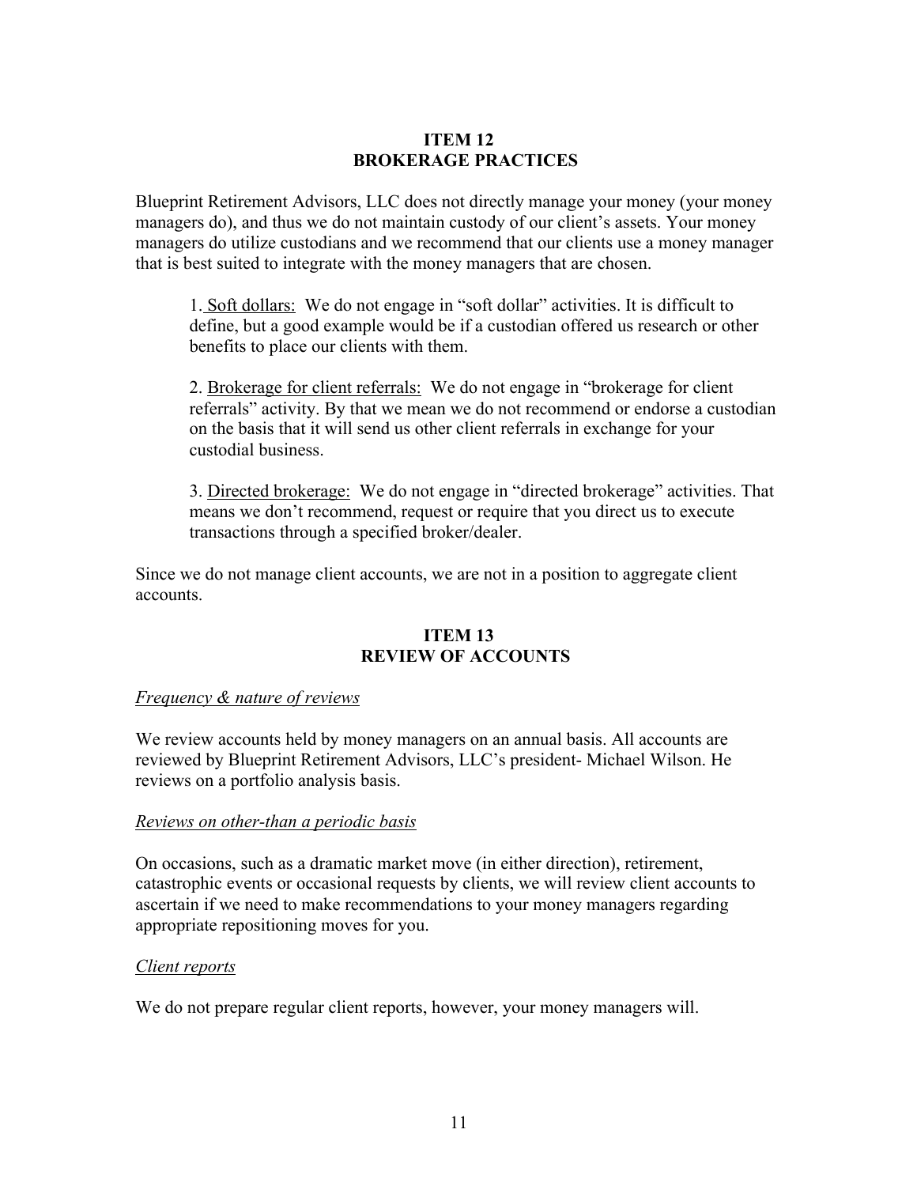## ITEM 12
## BROKERAGE PRACTICES

Blueprint Retirement Advisors, LLC does not directly manage your money (your money managers do), and thus we do not maintain custody of our client's assets. Your money managers do utilize custodians and we recommend that our clients use a money manager that is best suited to integrate with the money managers that are chosen.

1. Soft dollars: We do not engage in "soft dollar" activities. It is difficult to define, but a good example would be if a custodian offered us research or other benefits to place our clients with them.

2. Brokerage for client referrals: We do not engage in "brokerage for client referrals" activity. By that we mean we do not recommend or endorse a custodian on the basis that it will send us other client referrals in exchange for your custodial business.

3. Directed brokerage: We do not engage in "directed brokerage" activities. That means we don't recommend, request or require that you direct us to execute transactions through a specified broker/dealer.

Since we do not manage client accounts, we are not in a position to aggregate client accounts.

## ITEM 13
## REVIEW OF ACCOUNTS

*Frequency & nature of reviews*

We review accounts held by money managers on an annual basis. All accounts are reviewed by Blueprint Retirement Advisors, LLC's president- Michael Wilson. He reviews on a portfolio analysis basis.

*Reviews on other-than a periodic basis*

On occasions, such as a dramatic market move (in either direction), retirement, catastrophic events or occasional requests by clients, we will review client accounts to ascertain if we need to make recommendations to your money managers regarding appropriate repositioning moves for you.

*Client reports*

We do not prepare regular client reports, however, your money managers will.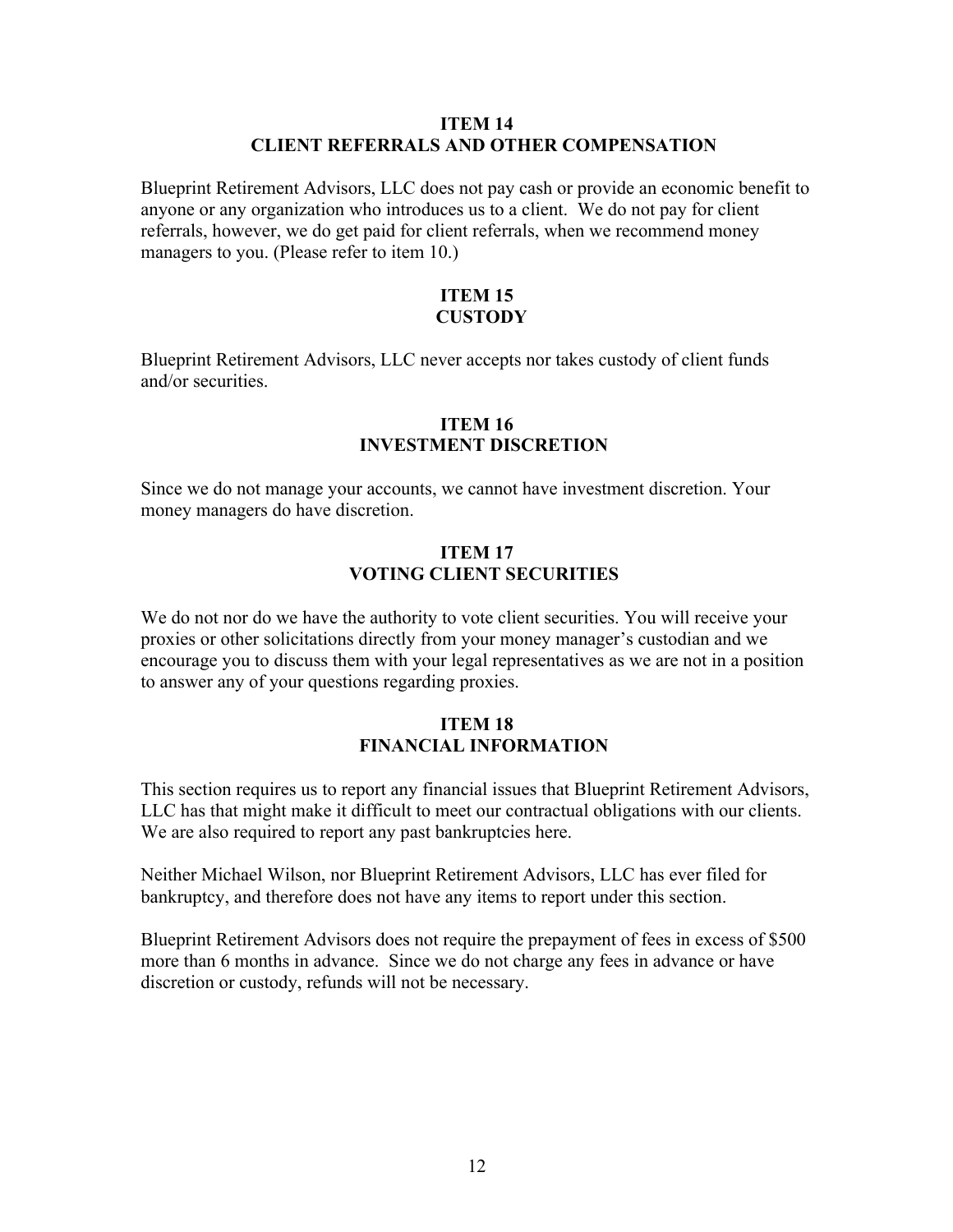## ITEM 14
## CLIENT REFERRALS AND OTHER COMPENSATION

Blueprint Retirement Advisors, LLC does not pay cash or provide an economic benefit to anyone or any organization who introduces us to a client. We do not pay for client referrals, however, we do get paid for client referrals, when we recommend money managers to you. (Please refer to item 10.)

## ITEM 15
## CUSTODY

Blueprint Retirement Advisors, LLC never accepts nor takes custody of client funds and/or securities.

## ITEM 16
## INVESTMENT DISCRETION

Since we do not manage your accounts, we cannot have investment discretion. Your money managers do have discretion.

## ITEM 17
## VOTING CLIENT SECURITIES

We do not nor do we have the authority to vote client securities. You will receive your proxies or other solicitations directly from your money manager's custodian and we encourage you to discuss them with your legal representatives as we are not in a position to answer any of your questions regarding proxies.

## ITEM 18
## FINANCIAL INFORMATION

This section requires us to report any financial issues that Blueprint Retirement Advisors, LLC has that might make it difficult to meet our contractual obligations with our clients. We are also required to report any past bankruptcies here.

Neither Michael Wilson, nor Blueprint Retirement Advisors, LLC has ever filed for bankruptcy, and therefore does not have any items to report under this section.

Blueprint Retirement Advisors does not require the prepayment of fees in excess of $500 more than 6 months in advance. Since we do not charge any fees in advance or have discretion or custody, refunds will not be necessary.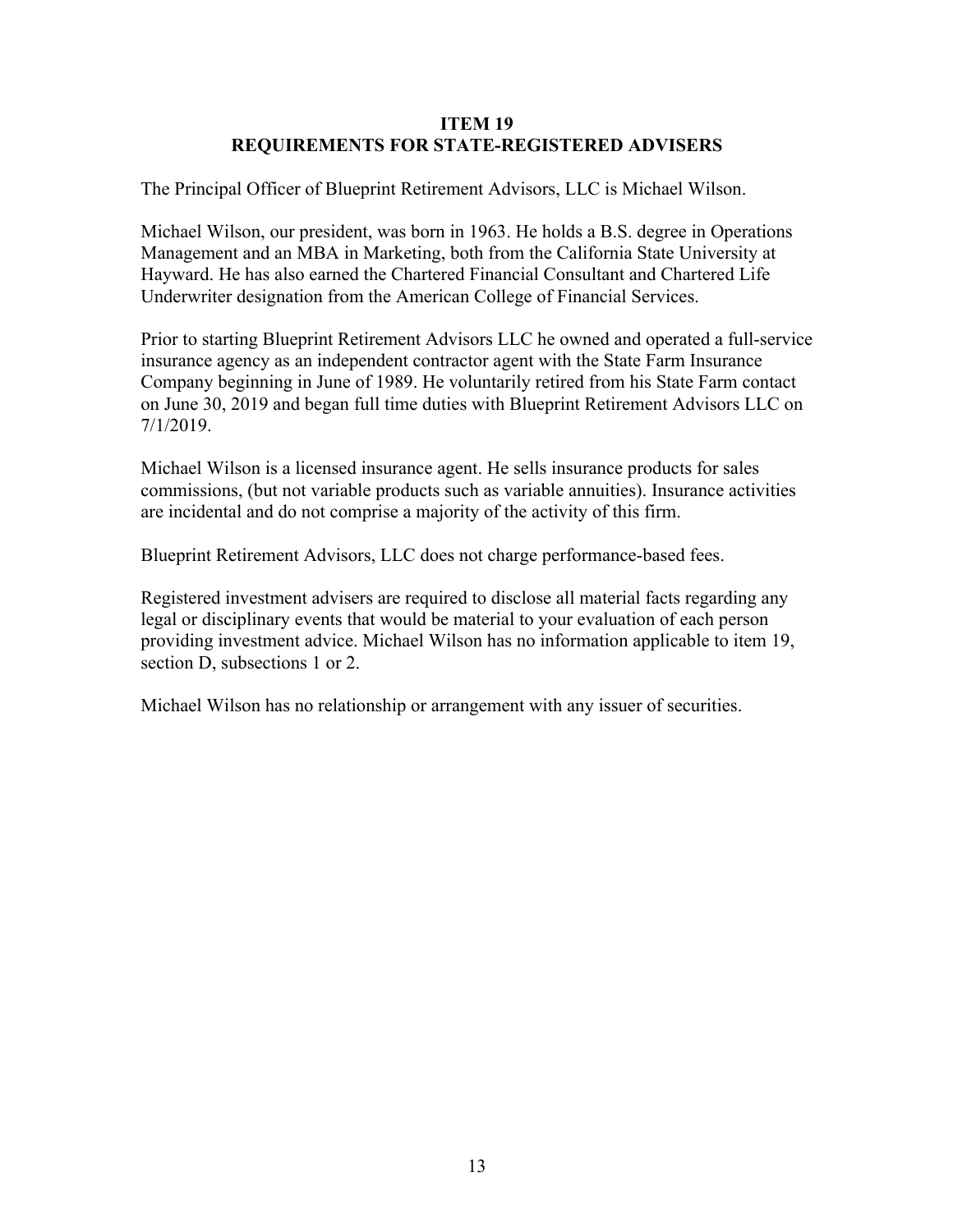# ITEM 19
# REQUIREMENTS FOR STATE-REGISTERED ADVISERS

The Principal Officer of Blueprint Retirement Advisors, LLC is Michael Wilson.

Michael Wilson, our president, was born in 1963. He holds a B.S. degree in Operations Management and an MBA in Marketing, both from the California State University at Hayward. He has also earned the Chartered Financial Consultant and Chartered Life Underwriter designation from the American College of Financial Services.

Prior to starting Blueprint Retirement Advisors LLC he owned and operated a full-service insurance agency as an independent contractor agent with the State Farm Insurance Company beginning in June of 1989. He voluntarily retired from his State Farm contact on June 30, 2019 and began full time duties with Blueprint Retirement Advisors LLC on 7/1/2019.

Michael Wilson is a licensed insurance agent. He sells insurance products for sales commissions, (but not variable products such as variable annuities). Insurance activities are incidental and do not comprise a majority of the activity of this firm.

Blueprint Retirement Advisors, LLC does not charge performance-based fees.

Registered investment advisers are required to disclose all material facts regarding any legal or disciplinary events that would be material to your evaluation of each person providing investment advice. Michael Wilson has no information applicable to item 19, section D, subsections 1 or 2.

Michael Wilson has no relationship or arrangement with any issuer of securities.